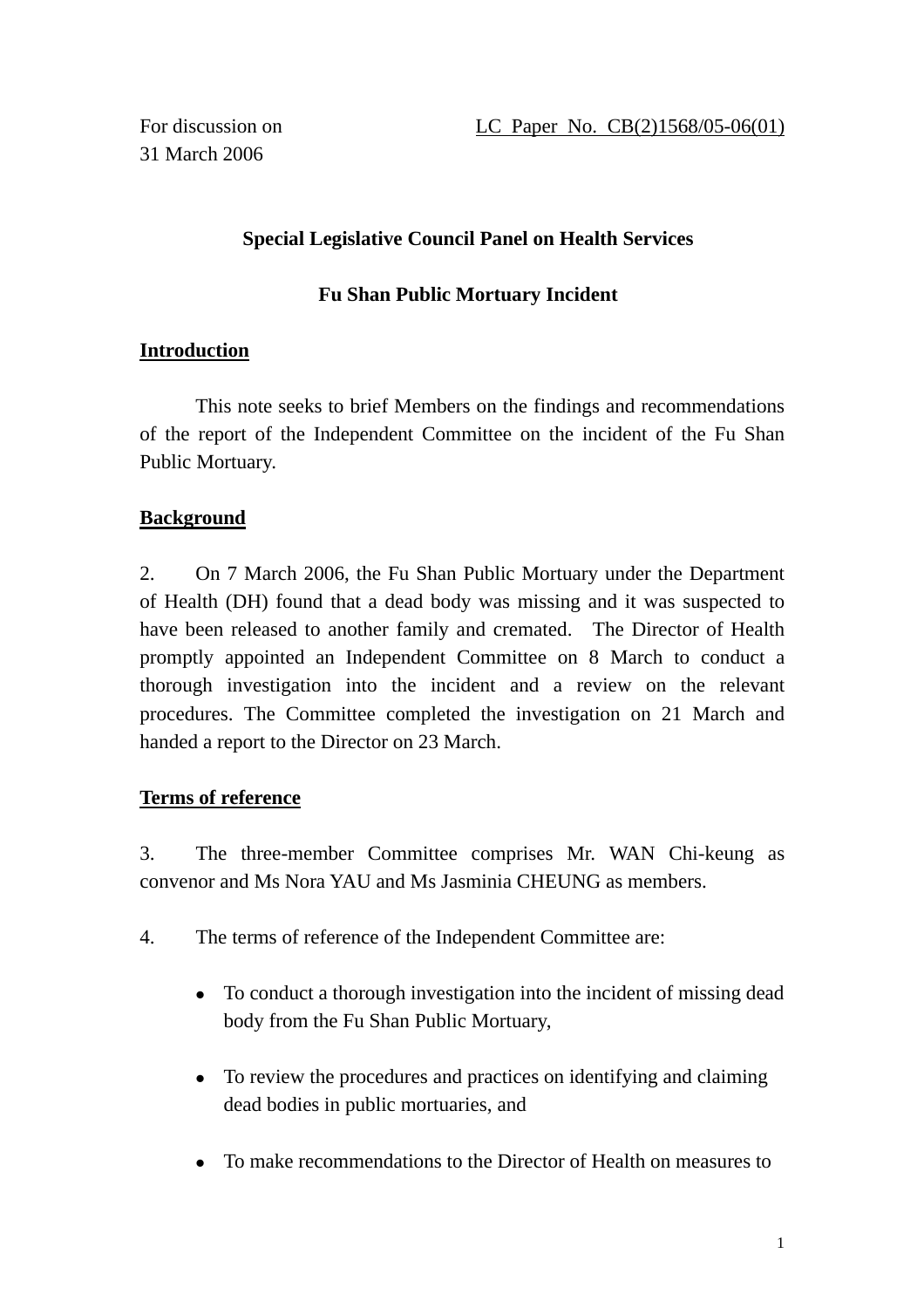For discussion on 31 March 2006

LC Paper No. CB(2)1568/05-06(01)

**Special Legislative Council Panel on Health Services**

**Fu Shan Public Mortuary Incident**

## Introduction

This note seeks to brief Members on the findings and recommendations of the report of the Independent Committee on the incident of the Fu Shan Public Mortuary.

## Background

2. On 7 March 2006, the Fu Shan Public Mortuary under the Department of Health (DH) found that a dead body was missing and it was suspected to have been released to another family and cremated. The Director of Health promptly appointed an Independent Committee on 8 March to conduct a thorough investigation into the incident and a review on the relevant procedures. The Committee completed the investigation on 21 March and handed a report to the Director on 23 March.

## Terms of reference

3. The three-member Committee comprises Mr. WAN Chi-keung as convenor and Ms Nora YAU and Ms Jasminia CHEUNG as members.

4. The terms of reference of the Independent Committee are:

- To conduct a thorough investigation into the incident of missing dead body from the Fu Shan Public Mortuary,
- To review the procedures and practices on identifying and claiming dead bodies in public mortuaries, and
- To make recommendations to the Director of Health on measures to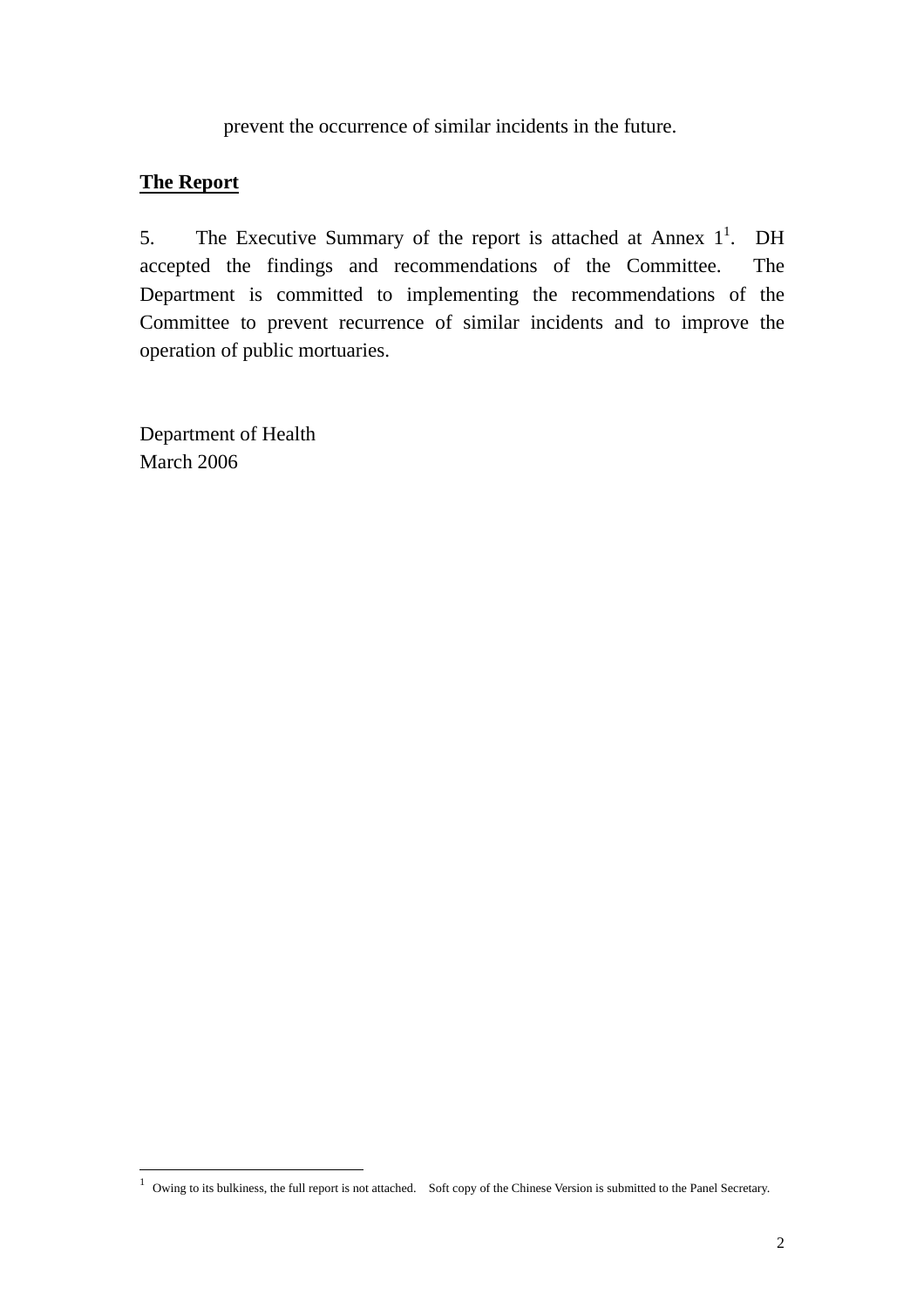prevent the occurrence of similar incidents in the future.

**The Report**

5. The Executive Summary of the report is attached at Annex 1[1]. DH accepted the findings and recommendations of the Committee. The Department is committed to implementing the recommendations of the Committee to prevent recurrence of similar incidents and to improve the operation of public mortuaries.

Department of Health
March 2006

---

[1] Owing to its bulkiness, the full report is not attached. Soft copy of the Chinese Version is submitted to the Panel Secretary.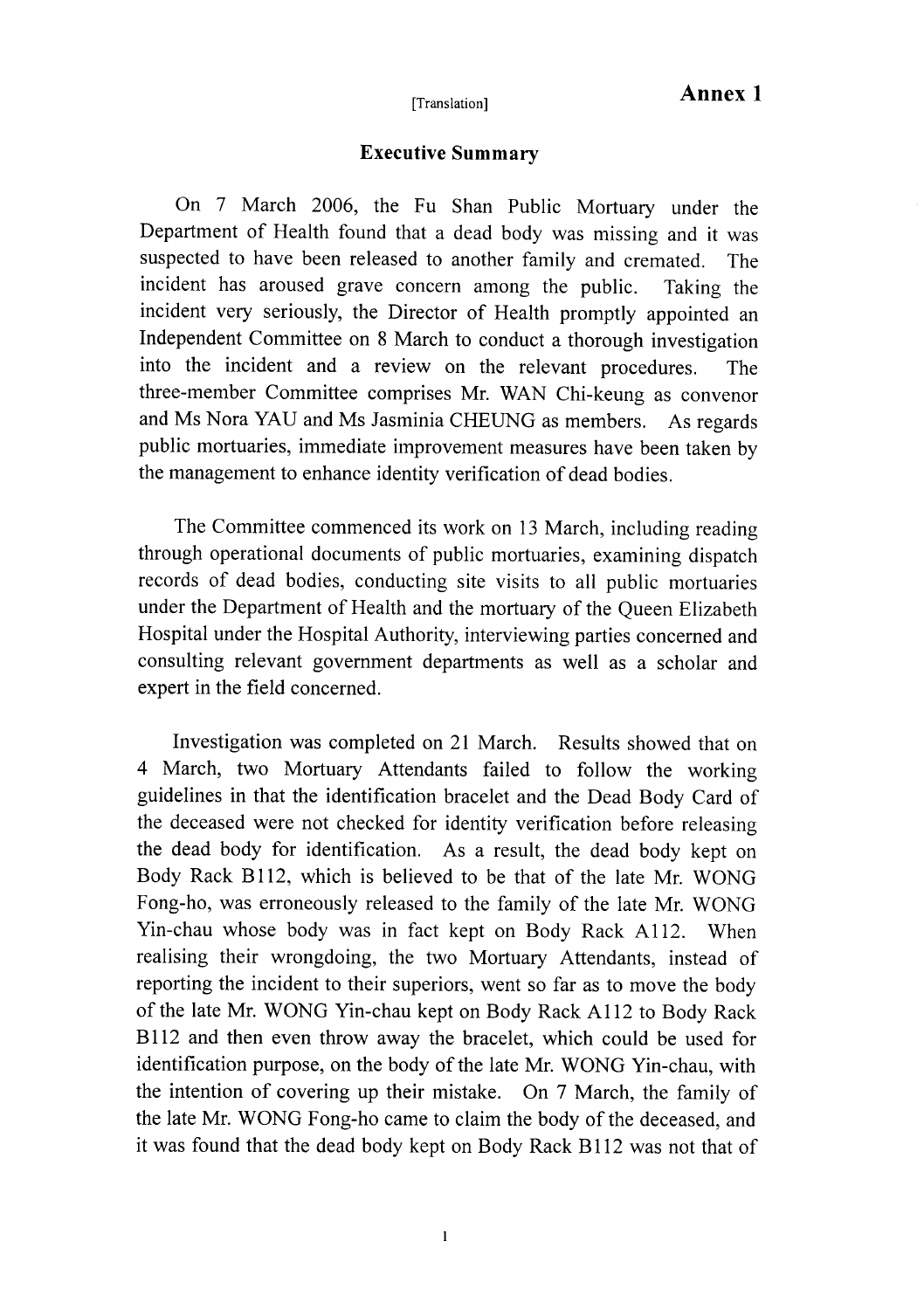[Translation]

**Annex 1**

## Executive Summary

On 7 March 2006, the Fu Shan Public Mortuary under the Department of Health found that a dead body was missing and it was suspected to have been released to another family and cremated. The incident has aroused grave concern among the public. Taking the incident very seriously, the Director of Health promptly appointed an Independent Committee on 8 March to conduct a thorough investigation into the incident and a review on the relevant procedures. The three-member Committee comprises Mr. WAN Chi-keung as convenor and Ms Nora YAU and Ms Jasminia CHEUNG as members. As regards public mortuaries, immediate improvement measures have been taken by the management to enhance identity verification of dead bodies.

The Committee commenced its work on 13 March, including reading through operational documents of public mortuaries, examining dispatch records of dead bodies, conducting site visits to all public mortuaries under the Department of Health and the mortuary of the Queen Elizabeth Hospital under the Hospital Authority, interviewing parties concerned and consulting relevant government departments as well as a scholar and expert in the field concerned.

Investigation was completed on 21 March. Results showed that on 4 March, two Mortuary Attendants failed to follow the working guidelines in that the identification bracelet and the Dead Body Card of the deceased were not checked for identity verification before releasing the dead body for identification. As a result, the dead body kept on Body Rack B112, which is believed to be that of the late Mr. WONG Fong-ho, was erroneously released to the family of the late Mr. WONG Yin-chau whose body was in fact kept on Body Rack A112. When realising their wrongdoing, the two Mortuary Attendants, instead of reporting the incident to their superiors, went so far as to move the body of the late Mr. WONG Yin-chau kept on Body Rack A112 to Body Rack B112 and then even throw away the bracelet, which could be used for identification purpose, on the body of the late Mr. WONG Yin-chau, with the intention of covering up their mistake. On 7 March, the family of the late Mr. WONG Fong-ho came to claim the body of the deceased, and it was found that the dead body kept on Body Rack B112 was not that of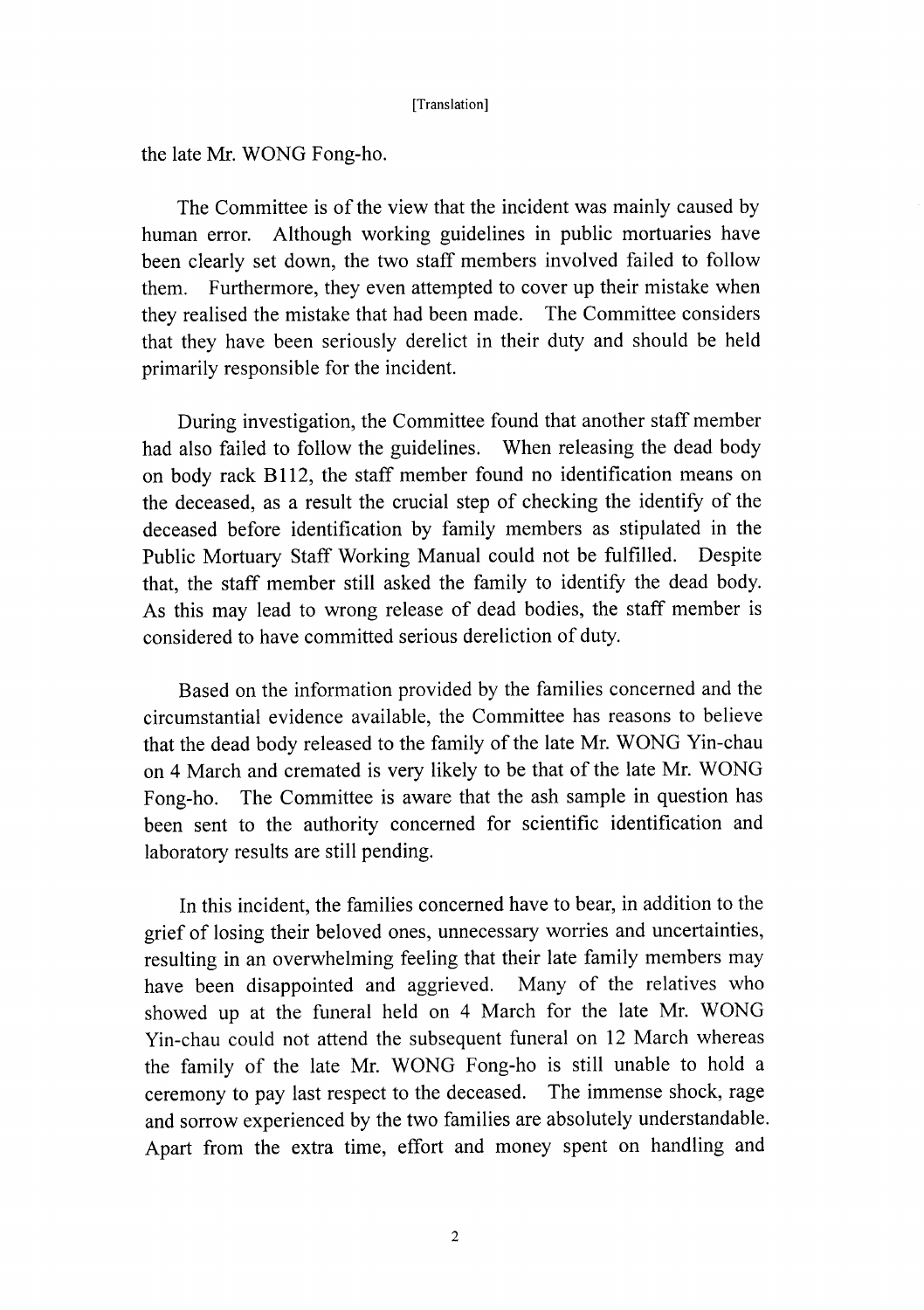[Translation]

the late Mr. WONG Fong-ho.

The Committee is of the view that the incident was mainly caused by human error. Although working guidelines in public mortuaries have been clearly set down, the two staff members involved failed to follow them. Furthermore, they even attempted to cover up their mistake when they realised the mistake that had been made. The Committee considers that they have been seriously derelict in their duty and should be held primarily responsible for the incident.

During investigation, the Committee found that another staff member had also failed to follow the guidelines. When releasing the dead body on body rack B112, the staff member found no identification means on the deceased, as a result the crucial step of checking the identify of the deceased before identification by family members as stipulated in the Public Mortuary Staff Working Manual could not be fulfilled. Despite that, the staff member still asked the family to identify the dead body. As this may lead to wrong release of dead bodies, the staff member is considered to have committed serious dereliction of duty.

Based on the information provided by the families concerned and the circumstantial evidence available, the Committee has reasons to believe that the dead body released to the family of the late Mr. WONG Yin-chau on 4 March and cremated is very likely to be that of the late Mr. WONG Fong-ho. The Committee is aware that the ash sample in question has been sent to the authority concerned for scientific identification and laboratory results are still pending.

In this incident, the families concerned have to bear, in addition to the grief of losing their beloved ones, unnecessary worries and uncertainties, resulting in an overwhelming feeling that their late family members may have been disappointed and aggrieved. Many of the relatives who showed up at the funeral held on 4 March for the late Mr. WONG Yin-chau could not attend the subsequent funeral on 12 March whereas the family of the late Mr. WONG Fong-ho is still unable to hold a ceremony to pay last respect to the deceased. The immense shock, rage and sorrow experienced by the two families are absolutely understandable. Apart from the extra time, effort and money spent on handling and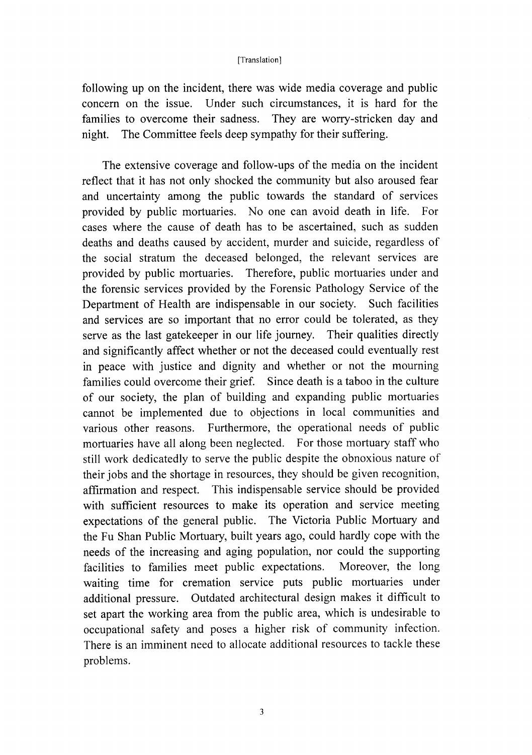following up on the incident, there was wide media coverage and public concern on the issue. Under such circumstances, it is hard for the families to overcome their sadness. They are worry-stricken day and night. The Committee feels deep sympathy for their suffering.

The extensive coverage and follow-ups of the media on the incident reflect that it has not only shocked the community but also aroused fear and uncertainty among the public towards the standard of services provided by public mortuaries. No one can avoid death in life. For cases where the cause of death has to be ascertained, such as sudden deaths and deaths caused by accident, murder and suicide, regardless of the social stratum the deceased belonged, the relevant services are provided by public mortuaries. Therefore, public mortuaries under and the forensic services provided by the Forensic Pathology Service of the Department of Health are indispensable in our society. Such facilities and services are so important that no error could be tolerated, as they serve as the last gatekeeper in our life journey. Their qualities directly and significantly affect whether or not the deceased could eventually rest in peace with justice and dignity and whether or not the mourning families could overcome their grief. Since death is a taboo in the culture of our society, the plan of building and expanding public mortuaries cannot be implemented due to objections in local communities and various other reasons. Furthermore, the operational needs of public mortuaries have all along been neglected. For those mortuary staff who still work dedicatedly to serve the public despite the obnoxious nature of their jobs and the shortage in resources, they should be given recognition, affirmation and respect. This indispensable service should be provided with sufficient resources to make its operation and service meeting expectations of the general public. The Victoria Public Mortuary and the Fu Shan Public Mortuary, built years ago, could hardly cope with the needs of the increasing and aging population, nor could the supporting facilities to families meet public expectations. Moreover, the long waiting time for cremation service puts public mortuaries under additional pressure. Outdated architectural design makes it difficult to set apart the working area from the public area, which is undesirable to occupational safety and poses a higher risk of community infection. There is an imminent need to allocate additional resources to tackle these problems.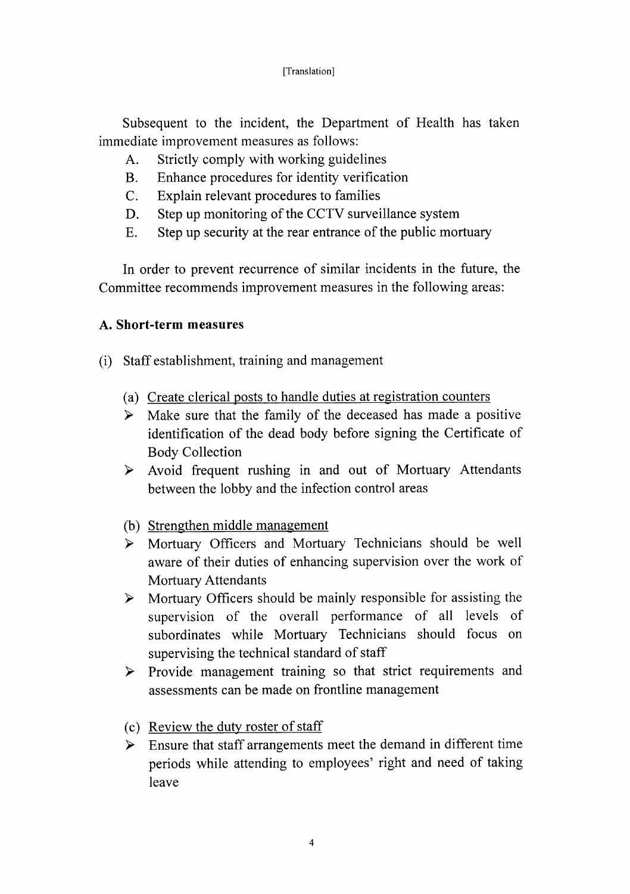[Translation]

Subsequent to the incident, the Department of Health has taken immediate improvement measures as follows:

A. Strictly comply with working guidelines
B. Enhance procedures for identity verification
C. Explain relevant procedures to families
D. Step up monitoring of the CCTV surveillance system
E. Step up security at the rear entrance of the public mortuary

In order to prevent recurrence of similar incidents in the future, the Committee recommends improvement measures in the following areas:

**A. Short-term measures**

(i) Staff establishment, training and management

(a) <u>Create clerical posts to handle duties at registration counters</u>

- Make sure that the family of the deceased has made a positive identification of the dead body before signing the Certificate of Body Collection
- Avoid frequent rushing in and out of Mortuary Attendants between the lobby and the infection control areas

(b) <u>Strengthen middle management</u>

- Mortuary Officers and Mortuary Technicians should be well aware of their duties of enhancing supervision over the work of Mortuary Attendants
- Mortuary Officers should be mainly responsible for assisting the supervision of the overall performance of all levels of subordinates while Mortuary Technicians should focus on supervising the technical standard of staff
- Provide management training so that strict requirements and assessments can be made on frontline management

(c) <u>Review the duty roster of staff</u>

- Ensure that staff arrangements meet the demand in different time periods while attending to employees' right and need of taking leave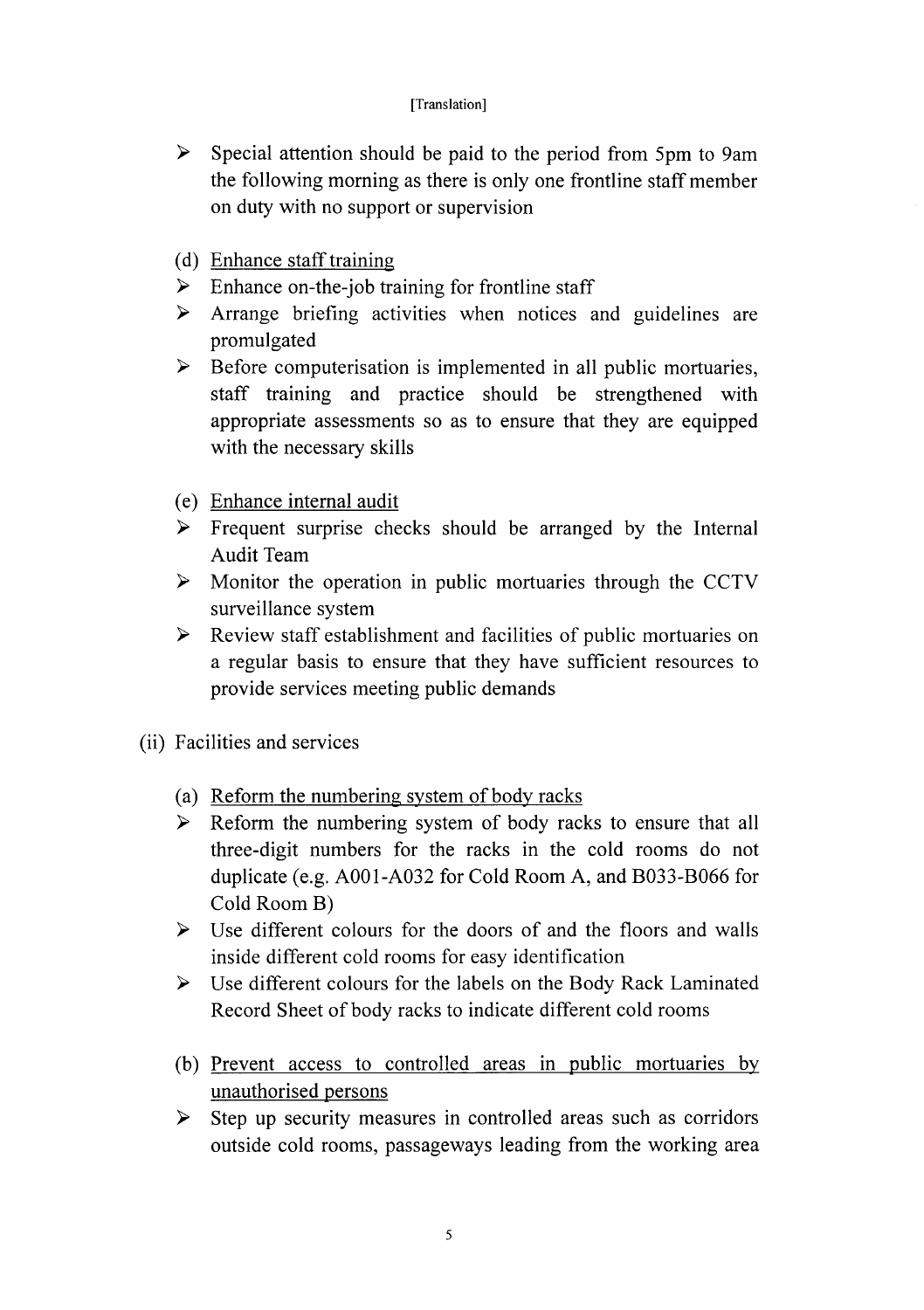[Translation]

- Special attention should be paid to the period from 5pm to 9am the following morning as there is only one frontline staff member on duty with no support or supervision

(d) Enhance staff training

- Enhance on-the-job training for frontline staff
- Arrange briefing activities when notices and guidelines are promulgated
- Before computerisation is implemented in all public mortuaries, staff training and practice should be strengthened with appropriate assessments so as to ensure that they are equipped with the necessary skills

(e) Enhance internal audit

- Frequent surprise checks should be arranged by the Internal Audit Team
- Monitor the operation in public mortuaries through the CCTV surveillance system
- Review staff establishment and facilities of public mortuaries on a regular basis to ensure that they have sufficient resources to provide services meeting public demands

(ii) Facilities and services

(a) Reform the numbering system of body racks

- Reform the numbering system of body racks to ensure that all three-digit numbers for the racks in the cold rooms do not duplicate (e.g. A001-A032 for Cold Room A, and B033-B066 for Cold Room B)
- Use different colours for the doors of and the floors and walls inside different cold rooms for easy identification
- Use different colours for the labels on the Body Rack Laminated Record Sheet of body racks to indicate different cold rooms

(b) Prevent access to controlled areas in public mortuaries by unauthorised persons

- Step up security measures in controlled areas such as corridors outside cold rooms, passageways leading from the working area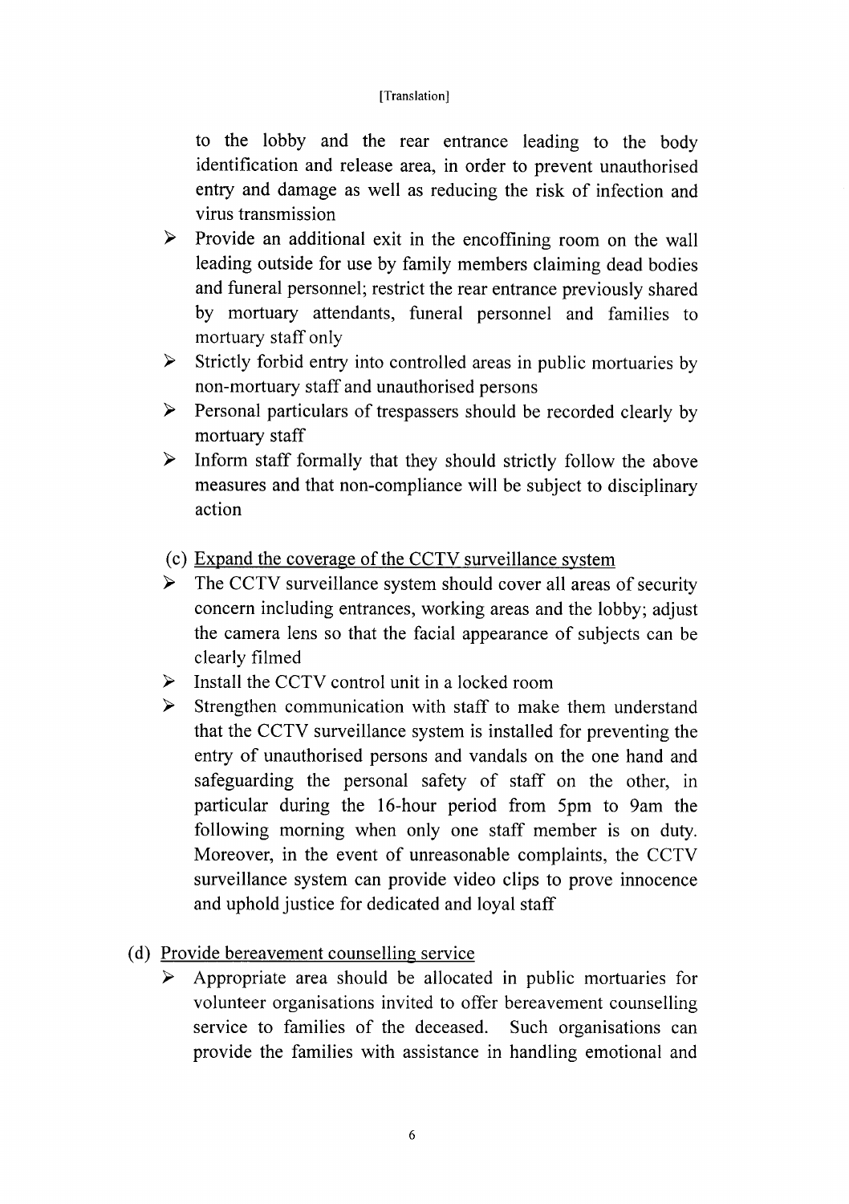[Translation]

to the lobby and the rear entrance leading to the body identification and release area, in order to prevent unauthorised entry and damage as well as reducing the risk of infection and virus transmission

- Provide an additional exit in the encoffining room on the wall leading outside for use by family members claiming dead bodies and funeral personnel; restrict the rear entrance previously shared by mortuary attendants, funeral personnel and families to mortuary staff only
- Strictly forbid entry into controlled areas in public mortuaries by non-mortuary staff and unauthorised persons
- Personal particulars of trespassers should be recorded clearly by mortuary staff
- Inform staff formally that they should strictly follow the above measures and that non-compliance will be subject to disciplinary action

(c) <u>Expand the coverage of the CCTV surveillance system</u>

- The CCTV surveillance system should cover all areas of security concern including entrances, working areas and the lobby; adjust the camera lens so that the facial appearance of subjects can be clearly filmed
- Install the CCTV control unit in a locked room
- Strengthen communication with staff to make them understand that the CCTV surveillance system is installed for preventing the entry of unauthorised persons and vandals on the one hand and safeguarding the personal safety of staff on the other, in particular during the 16-hour period from 5pm to 9am the following morning when only one staff member is on duty. Moreover, in the event of unreasonable complaints, the CCTV surveillance system can provide video clips to prove innocence and uphold justice for dedicated and loyal staff

(d) <u>Provide bereavement counselling service</u>

- Appropriate area should be allocated in public mortuaries for volunteer organisations invited to offer bereavement counselling service to families of the deceased. Such organisations can provide the families with assistance in handling emotional and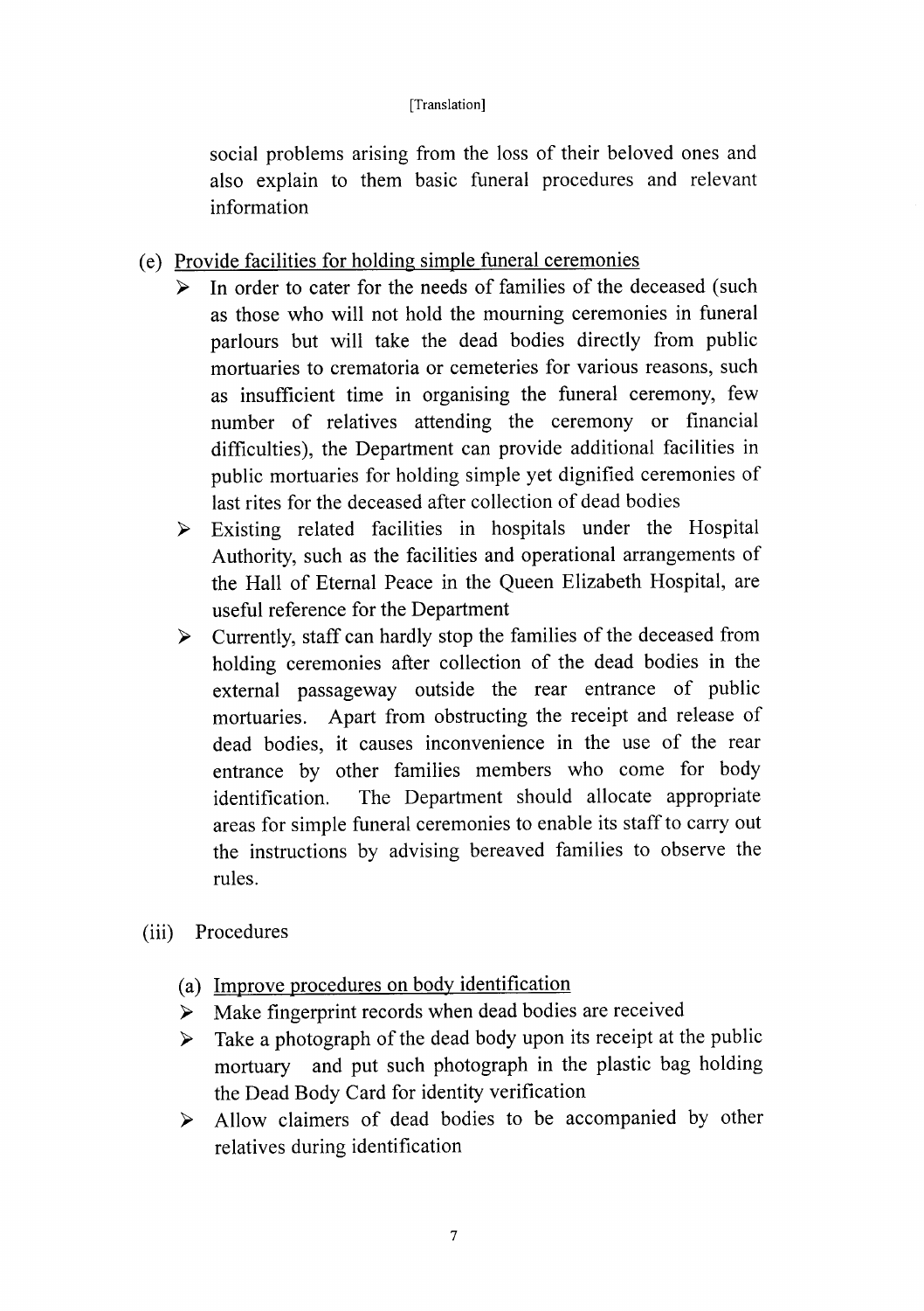[Translation]

social problems arising from the loss of their beloved ones and also explain to them basic funeral procedures and relevant information

(e) Provide facilities for holding simple funeral ceremonies

- In order to cater for the needs of families of the deceased (such as those who will not hold the mourning ceremonies in funeral parlours but will take the dead bodies directly from public mortuaries to crematoria or cemeteries for various reasons, such as insufficient time in organising the funeral ceremony, few number of relatives attending the ceremony or financial difficulties), the Department can provide additional facilities in public mortuaries for holding simple yet dignified ceremonies of last rites for the deceased after collection of dead bodies
- Existing related facilities in hospitals under the Hospital Authority, such as the facilities and operational arrangements of the Hall of Eternal Peace in the Queen Elizabeth Hospital, are useful reference for the Department
- Currently, staff can hardly stop the families of the deceased from holding ceremonies after collection of the dead bodies in the external passageway outside the rear entrance of public mortuaries. Apart from obstructing the receipt and release of dead bodies, it causes inconvenience in the use of the rear entrance by other families members who come for body identification. The Department should allocate appropriate areas for simple funeral ceremonies to enable its staff to carry out the instructions by advising bereaved families to observe the rules.

(iii) Procedures

(a) Improve procedures on body identification

- Make fingerprint records when dead bodies are received
- Take a photograph of the dead body upon its receipt at the public mortuary and put such photograph in the plastic bag holding the Dead Body Card for identity verification
- Allow claimers of dead bodies to be accompanied by other relatives during identification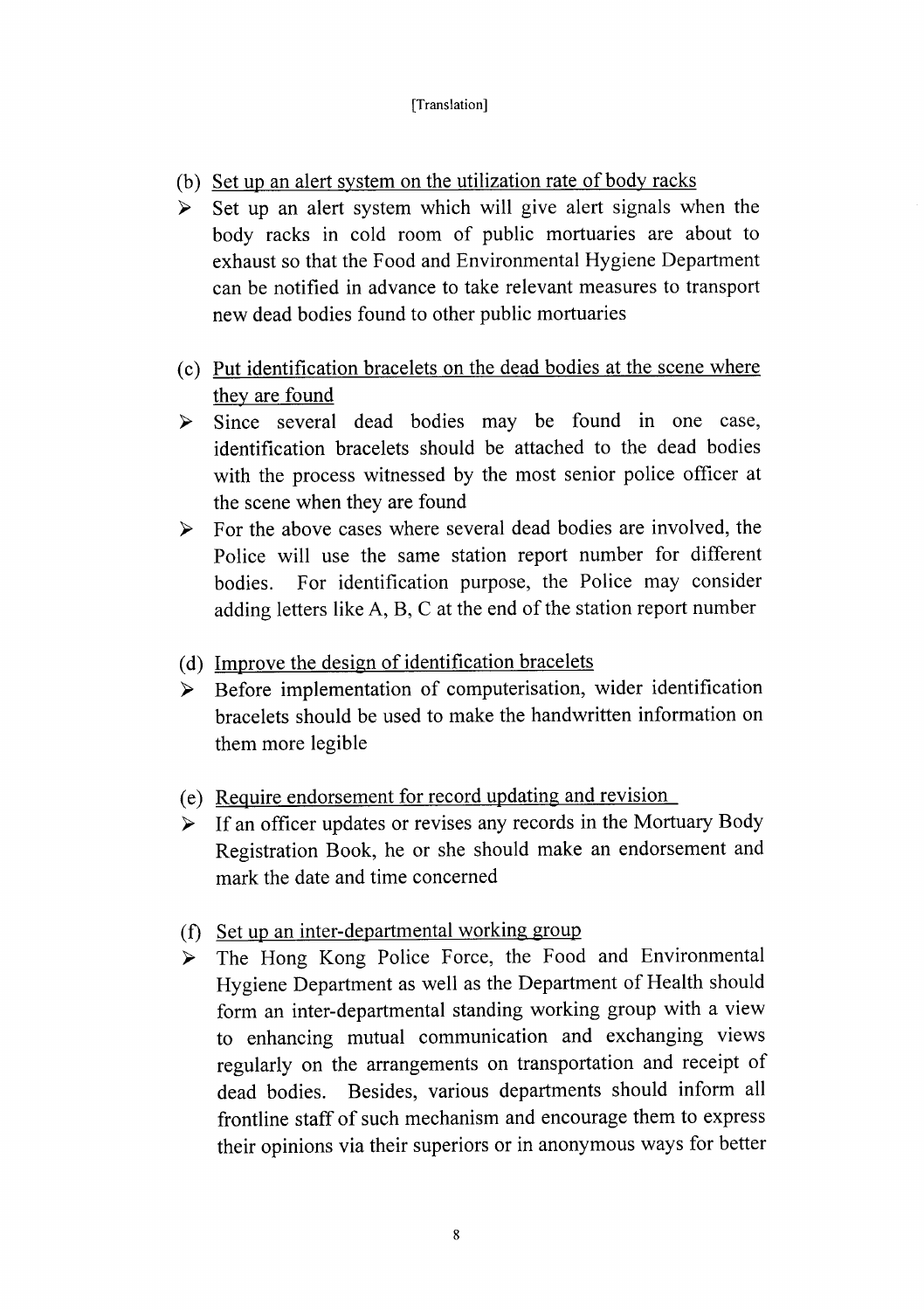[Translation]

(b) Set up an alert system on the utilization rate of body racks

- Set up an alert system which will give alert signals when the body racks in cold room of public mortuaries are about to exhaust so that the Food and Environmental Hygiene Department can be notified in advance to take relevant measures to transport new dead bodies found to other public mortuaries

(c) Put identification bracelets on the dead bodies at the scene where they are found

- Since several dead bodies may be found in one case, identification bracelets should be attached to the dead bodies with the process witnessed by the most senior police officer at the scene when they are found
- For the above cases where several dead bodies are involved, the Police will use the same station report number for different bodies. For identification purpose, the Police may consider adding letters like A, B, C at the end of the station report number

(d) Improve the design of identification bracelets

- Before implementation of computerisation, wider identification bracelets should be used to make the handwritten information on them more legible

(e) Require endorsement for record updating and revision

- If an officer updates or revises any records in the Mortuary Body Registration Book, he or she should make an endorsement and mark the date and time concerned

(f) Set up an inter-departmental working group

- The Hong Kong Police Force, the Food and Environmental Hygiene Department as well as the Department of Health should form an inter-departmental standing working group with a view to enhancing mutual communication and exchanging views regularly on the arrangements on transportation and receipt of dead bodies. Besides, various departments should inform all frontline staff of such mechanism and encourage them to express their opinions via their superiors or in anonymous ways for better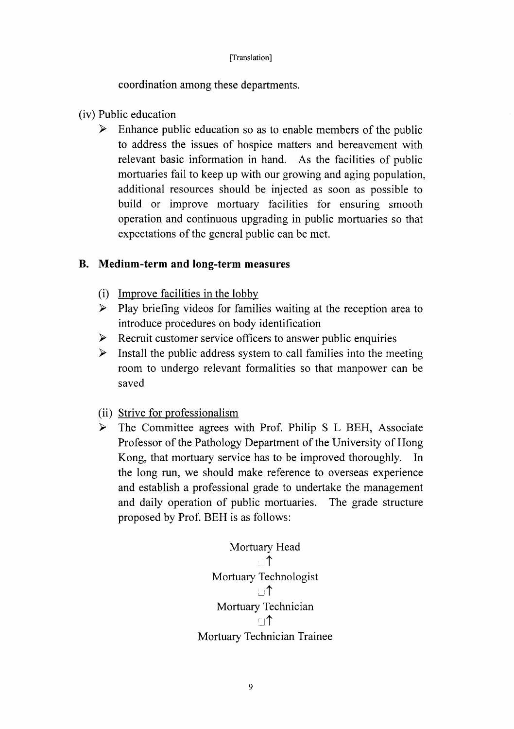coordination among these departments.

(iv) Public education

- Enhance public education so as to enable members of the public to address the issues of hospice matters and bereavement with relevant basic information in hand. As the facilities of public mortuaries fail to keep up with our growing and aging population, additional resources should be injected as soon as possible to build or improve mortuary facilities for ensuring smooth operation and continuous upgrading in public mortuaries so that expectations of the general public can be met.

## B. Medium-term and long-term measures

(i) Improve facilities in the lobby

- Play briefing videos for families waiting at the reception area to introduce procedures on body identification
- Recruit customer service officers to answer public enquiries
- Install the public address system to call families into the meeting room to undergo relevant formalities so that manpower can be saved

(ii) Strive for professionalism

- The Committee agrees with Prof. Philip S L BEH, Associate Professor of the Pathology Department of the University of Hong Kong, that mortuary service has to be improved thoroughly. In the long run, we should make reference to overseas experience and establish a professional grade to undertake the management and daily operation of public mortuaries. The grade structure proposed by Prof. BEH is as follows:

Mortuary Head

↑

Mortuary Technologist

↑

Mortuary Technician

↑

Mortuary Technician Trainee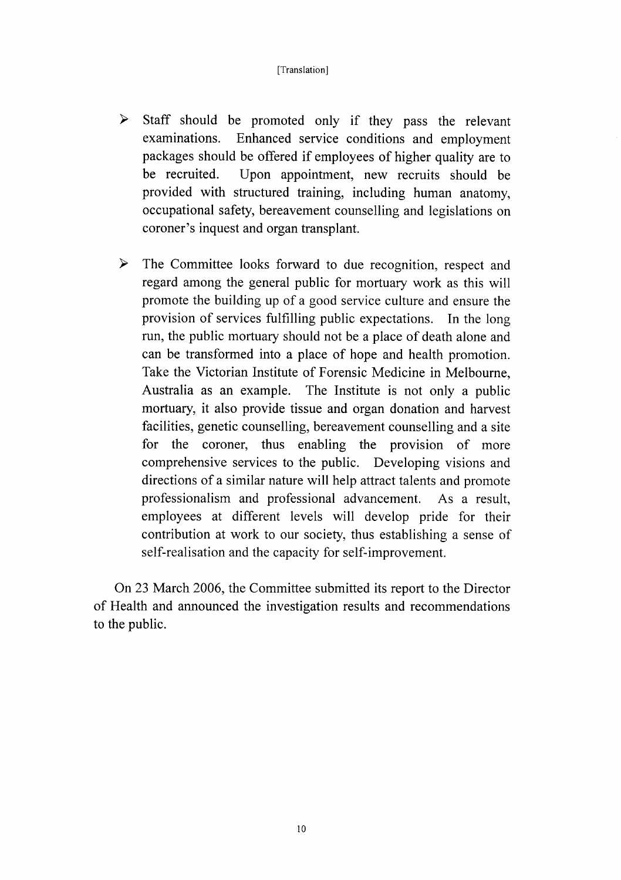[Translation]

- Staff should be promoted only if they pass the relevant examinations. Enhanced service conditions and employment packages should be offered if employees of higher quality are to be recruited. Upon appointment, new recruits should be provided with structured training, including human anatomy, occupational safety, bereavement counselling and legislations on coroner's inquest and organ transplant.

- The Committee looks forward to due recognition, respect and regard among the general public for mortuary work as this will promote the building up of a good service culture and ensure the provision of services fulfilling public expectations. In the long run, the public mortuary should not be a place of death alone and can be transformed into a place of hope and health promotion. Take the Victorian Institute of Forensic Medicine in Melbourne, Australia as an example. The Institute is not only a public mortuary, it also provide tissue and organ donation and harvest facilities, genetic counselling, bereavement counselling and a site for the coroner, thus enabling the provision of more comprehensive services to the public. Developing visions and directions of a similar nature will help attract talents and promote professionalism and professional advancement. As a result, employees at different levels will develop pride for their contribution at work to our society, thus establishing a sense of self-realisation and the capacity for self-improvement.

On 23 March 2006, the Committee submitted its report to the Director of Health and announced the investigation results and recommendations to the public.